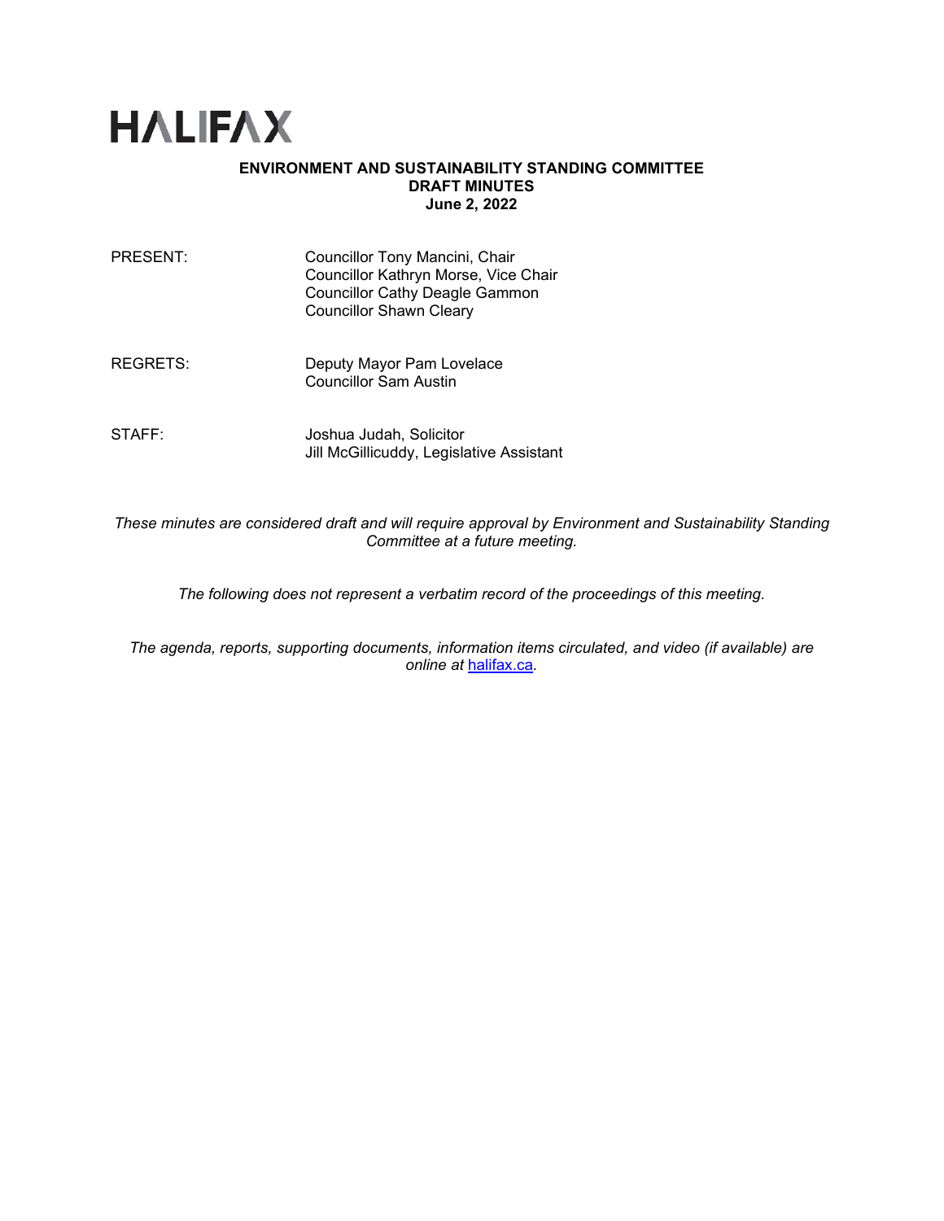# HALIFAX

**ENVIRONMENT AND SUSTAINABILITY STANDING COMMITTEE**
**DRAFT MINUTES**
**June 2, 2022**

| | |
|---|---|
| PRESENT: | Councillor Tony Mancini, Chair<br>Councillor Kathryn Morse, Vice Chair<br>Councillor Cathy Deagle Gammon<br>Councillor Shawn Cleary |
| REGRETS: | Deputy Mayor Pam Lovelace<br>Councillor Sam Austin |
| STAFF: | Joshua Judah, Solicitor<br>Jill McGillicuddy, Legislative Assistant |

*These minutes are considered draft and will require approval by Environment and Sustainability Standing Committee at a future meeting.*

*The following does not represent a verbatim record of the proceedings of this meeting.*

*The agenda, reports, supporting documents, information items circulated, and video (if available) are online at [halifax.ca](halifax.ca).*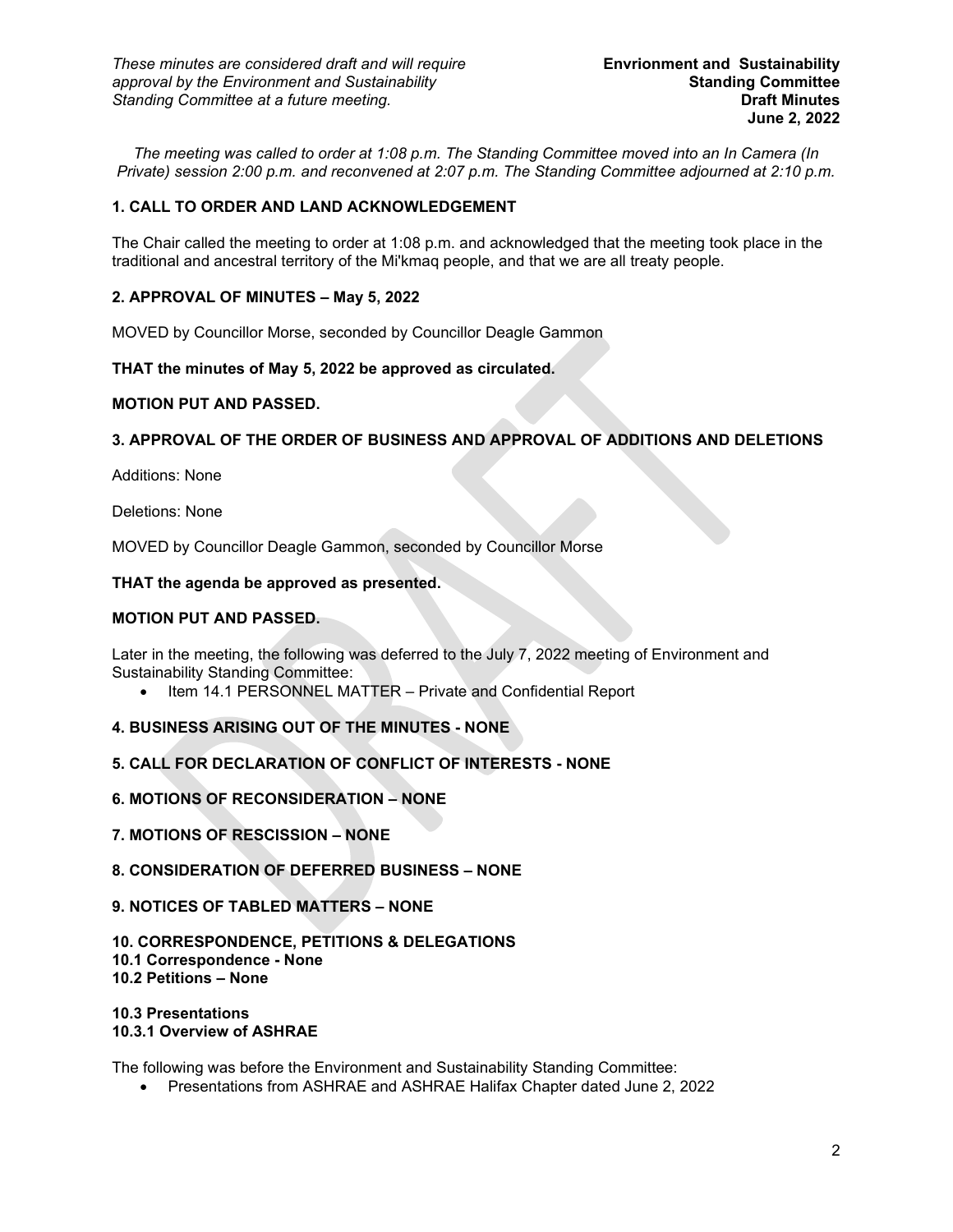*These minutes are considered draft and will require approval by the Environment and Sustainability Standing Committee at a future meeting.*

**Envrionment and Sustainability Standing Committee**
**Draft Minutes**
**June 2, 2022**

*The meeting was called to order at 1:08 p.m. The Standing Committee moved into an In Camera (In Private) session 2:00 p.m. and reconvened at 2:07 p.m. The Standing Committee adjourned at 2:10 p.m.*

### 1. CALL TO ORDER AND LAND ACKNOWLEDGEMENT

The Chair called the meeting to order at 1:08 p.m. and acknowledged that the meeting took place in the traditional and ancestral territory of the Mi'kmaq people, and that we are all treaty people.

### 2. APPROVAL OF MINUTES – May 5, 2022

MOVED by Councillor Morse, seconded by Councillor Deagle Gammon

**THAT the minutes of May 5, 2022 be approved as circulated.**

**MOTION PUT AND PASSED.**

### 3. APPROVAL OF THE ORDER OF BUSINESS AND APPROVAL OF ADDITIONS AND DELETIONS

Additions: None

Deletions: None

MOVED by Councillor Deagle Gammon, seconded by Councillor Morse

**THAT the agenda be approved as presented.**

**MOTION PUT AND PASSED.**

Later in the meeting, the following was deferred to the July 7, 2022 meeting of Environment and Sustainability Standing Committee:

- Item 14.1 PERSONNEL MATTER – Private and Confidential Report

### 4. BUSINESS ARISING OUT OF THE MINUTES - NONE

### 5. CALL FOR DECLARATION OF CONFLICT OF INTERESTS - NONE

### 6. MOTIONS OF RECONSIDERATION – NONE

### 7. MOTIONS OF RESCISSION – NONE

### 8. CONSIDERATION OF DEFERRED BUSINESS – NONE

### 9. NOTICES OF TABLED MATTERS – NONE

### 10. CORRESPONDENCE, PETITIONS & DELEGATIONS
**10.1 Correspondence - None**
**10.2 Petitions – None**

**10.3 Presentations**
**10.3.1 Overview of ASHRAE**

The following was before the Environment and Sustainability Standing Committee:

- Presentations from ASHRAE and ASHRAE Halifax Chapter dated June 2, 2022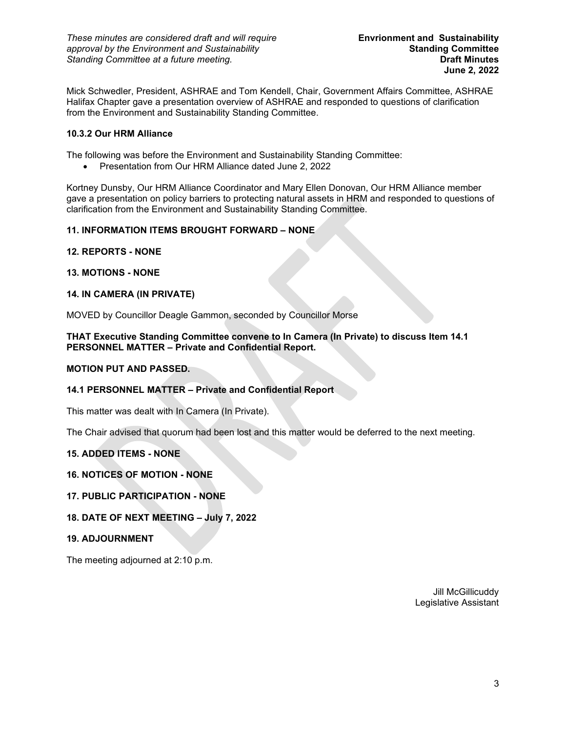Mick Schwedler, President, ASHRAE and Tom Kendell, Chair, Government Affairs Committee, ASHRAE Halifax Chapter gave a presentation overview of ASHRAE and responded to questions of clarification from the Environment and Sustainability Standing Committee.

**10.3.2 Our HRM Alliance**

The following was before the Environment and Sustainability Standing Committee:

- Presentation from Our HRM Alliance dated June 2, 2022

Kortney Dunsby, Our HRM Alliance Coordinator and Mary Ellen Donovan, Our HRM Alliance member gave a presentation on policy barriers to protecting natural assets in HRM and responded to questions of clarification from the Environment and Sustainability Standing Committee.

**11. INFORMATION ITEMS BROUGHT FORWARD – NONE**

**12. REPORTS - NONE**

**13. MOTIONS - NONE**

**14. IN CAMERA (IN PRIVATE)**

MOVED by Councillor Deagle Gammon, seconded by Councillor Morse

**THAT Executive Standing Committee convene to In Camera (In Private) to discuss Item 14.1 PERSONNEL MATTER – Private and Confidential Report.**

**MOTION PUT AND PASSED.**

**14.1 PERSONNEL MATTER – Private and Confidential Report**

This matter was dealt with In Camera (In Private).

The Chair advised that quorum had been lost and this matter would be deferred to the next meeting.

**15. ADDED ITEMS - NONE**

**16. NOTICES OF MOTION - NONE**

**17. PUBLIC PARTICIPATION - NONE**

**18. DATE OF NEXT MEETING – July 7, 2022**

**19. ADJOURNMENT**

The meeting adjourned at 2:10 p.m.

Jill McGillicuddy
Legislative Assistant